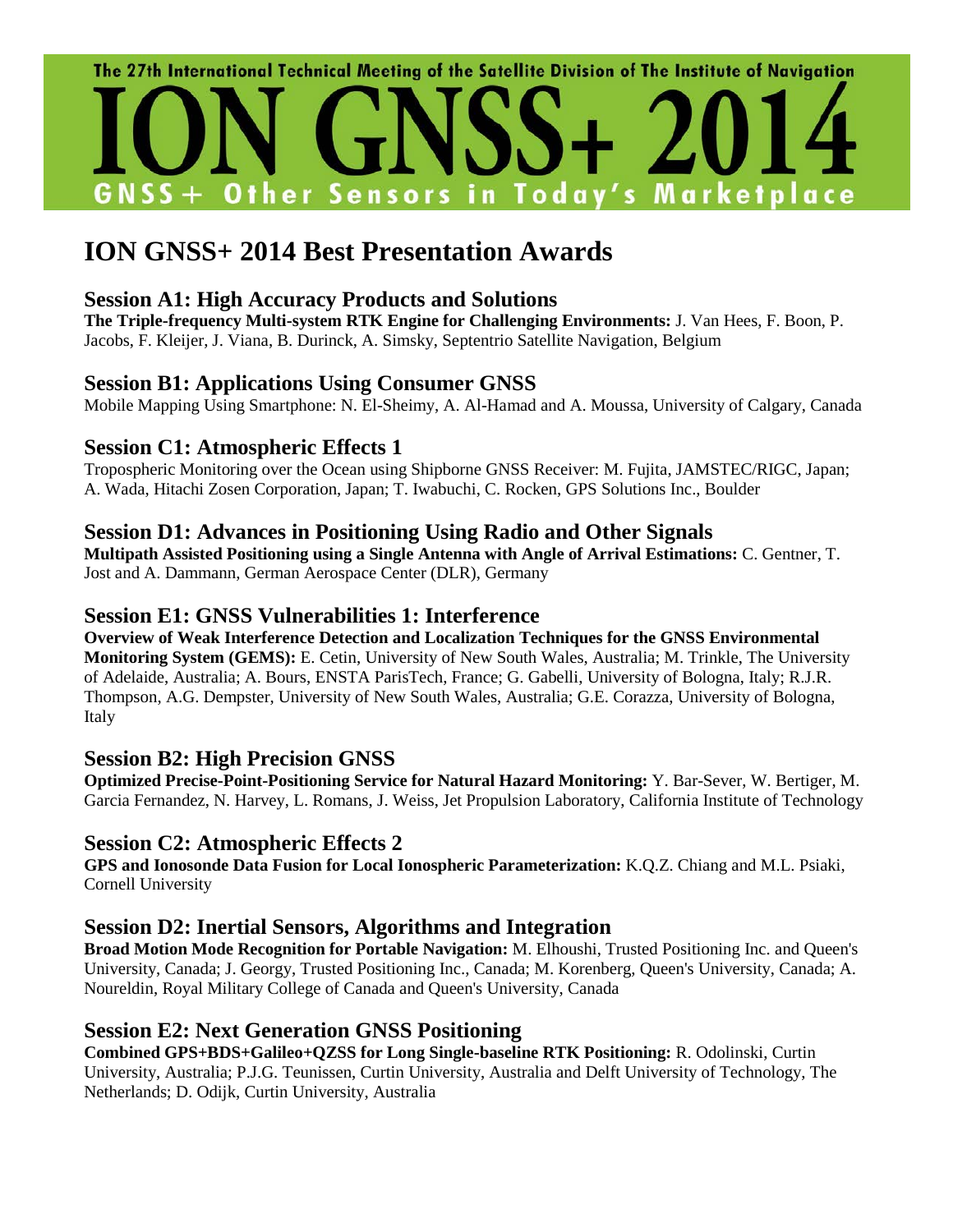The 27th International Technical Meeting of the Satellite Division of The Institute of Navigation

# ION GNSS+ 2014

GNSS+ Other Sensors in Today's Marketplace

# ION GNSS+ 2014 Best Presentation Awards

## Session A1: High Accuracy Products and Solutions

**The Triple-frequency Multi-system RTK Engine for Challenging Environments:** J. Van Hees, F. Boon, P. Jacobs, F. Kleijer, J. Viana, B. Durinck, A. Simsky, Septentrio Satellite Navigation, Belgium

## Session B1: Applications Using Consumer GNSS

Mobile Mapping Using Smartphone: N. El-Sheimy, A. Al-Hamad and A. Moussa, University of Calgary, Canada

## Session C1: Atmospheric Effects 1

Tropospheric Monitoring over the Ocean using Shipborne GNSS Receiver: M. Fujita, JAMSTEC/RIGC, Japan; A. Wada, Hitachi Zosen Corporation, Japan; T. Iwabuchi, C. Rocken, GPS Solutions Inc., Boulder

## Session D1: Advances in Positioning Using Radio and Other Signals

**Multipath Assisted Positioning using a Single Antenna with Angle of Arrival Estimations:** C. Gentner, T. Jost and A. Dammann, German Aerospace Center (DLR), Germany

## Session E1: GNSS Vulnerabilities 1: Interference

**Overview of Weak Interference Detection and Localization Techniques for the GNSS Environmental Monitoring System (GEMS):** E. Cetin, University of New South Wales, Australia; M. Trinkle, The University of Adelaide, Australia; A. Bours, ENSTA ParisTech, France; G. Gabelli, University of Bologna, Italy; R.J.R. Thompson, A.G. Dempster, University of New South Wales, Australia; G.E. Corazza, University of Bologna, Italy

## Session B2: High Precision GNSS

**Optimized Precise-Point-Positioning Service for Natural Hazard Monitoring:** Y. Bar-Sever, W. Bertiger, M. Garcia Fernandez, N. Harvey, L. Romans, J. Weiss, Jet Propulsion Laboratory, California Institute of Technology

## Session C2: Atmospheric Effects 2

**GPS and Ionosonde Data Fusion for Local Ionospheric Parameterization:** K.Q.Z. Chiang and M.L. Psiaki, Cornell University

## Session D2: Inertial Sensors, Algorithms and Integration

**Broad Motion Mode Recognition for Portable Navigation:** M. Elhoushi, Trusted Positioning Inc. and Queen's University, Canada; J. Georgy, Trusted Positioning Inc., Canada; M. Korenberg, Queen's University, Canada; A. Noureldin, Royal Military College of Canada and Queen's University, Canada

## Session E2: Next Generation GNSS Positioning

**Combined GPS+BDS+Galileo+QZSS for Long Single-baseline RTK Positioning:** R. Odolinski, Curtin University, Australia; P.J.G. Teunissen, Curtin University, Australia and Delft University of Technology, The Netherlands; D. Odijk, Curtin University, Australia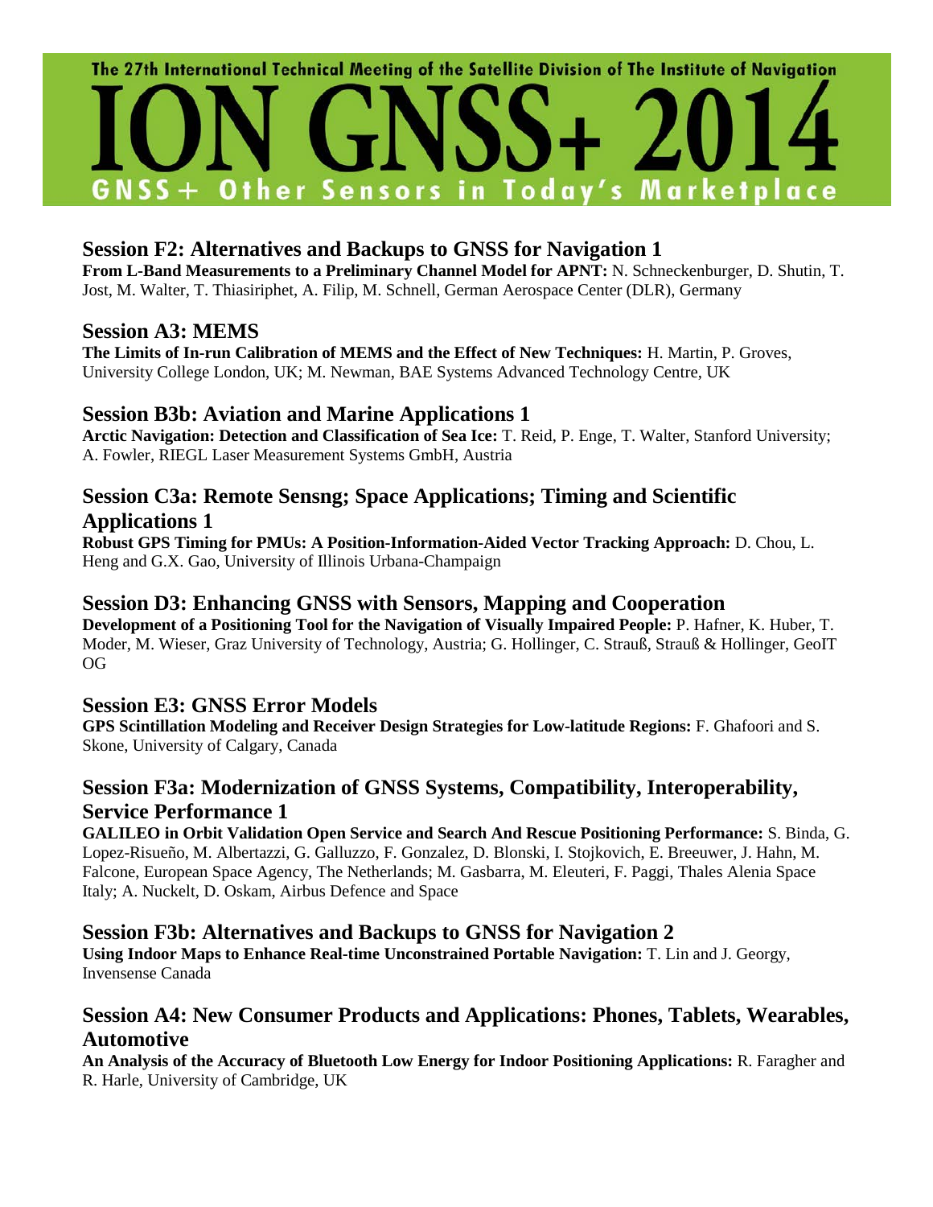The 27th International Technical Meeting of the Satellite Division of The Institute of Navigation

# ION GNSS+ 2014

GNSS+ Other Sensors in Today's Marketplace

## Session F2: Alternatives and Backups to GNSS for Navigation 1

**From L-Band Measurements to a Preliminary Channel Model for APNT:** N. Schneckenburger, D. Shutin, T. Jost, M. Walter, T. Thiasiriphet, A. Filip, M. Schnell, German Aerospace Center (DLR), Germany

## Session A3: MEMS

**The Limits of In-run Calibration of MEMS and the Effect of New Techniques:** H. Martin, P. Groves, University College London, UK; M. Newman, BAE Systems Advanced Technology Centre, UK

## Session B3b: Aviation and Marine Applications 1

**Arctic Navigation: Detection and Classification of Sea Ice:** T. Reid, P. Enge, T. Walter, Stanford University; A. Fowler, RIEGL Laser Measurement Systems GmbH, Austria

## Session C3a: Remote Sensng; Space Applications; Timing and Scientific Applications 1

**Robust GPS Timing for PMUs: A Position-Information-Aided Vector Tracking Approach:** D. Chou, L. Heng and G.X. Gao, University of Illinois Urbana-Champaign

## Session D3: Enhancing GNSS with Sensors, Mapping and Cooperation

**Development of a Positioning Tool for the Navigation of Visually Impaired People:** P. Hafner, K. Huber, T. Moder, M. Wieser, Graz University of Technology, Austria; G. Hollinger, C. Strauß, Strauß & Hollinger, GeoIT OG

## Session E3: GNSS Error Models

**GPS Scintillation Modeling and Receiver Design Strategies for Low-latitude Regions:** F. Ghafoori and S. Skone, University of Calgary, Canada

## Session F3a: Modernization of GNSS Systems, Compatibility, Interoperability, Service Performance 1

**GALILEO in Orbit Validation Open Service and Search And Rescue Positioning Performance:** S. Binda, G. Lopez-Risueño, M. Albertazzi, G. Galluzzo, F. Gonzalez, D. Blonski, I. Stojkovich, E. Breeuwer, J. Hahn, M. Falcone, European Space Agency, The Netherlands; M. Gasbarra, M. Eleuteri, F. Paggi, Thales Alenia Space Italy; A. Nuckelt, D. Oskam, Airbus Defence and Space

## Session F3b: Alternatives and Backups to GNSS for Navigation 2

**Using Indoor Maps to Enhance Real-time Unconstrained Portable Navigation:** T. Lin and J. Georgy, Invensense Canada

## Session A4: New Consumer Products and Applications: Phones, Tablets, Wearables, Automotive

**An Analysis of the Accuracy of Bluetooth Low Energy for Indoor Positioning Applications:** R. Faragher and R. Harle, University of Cambridge, UK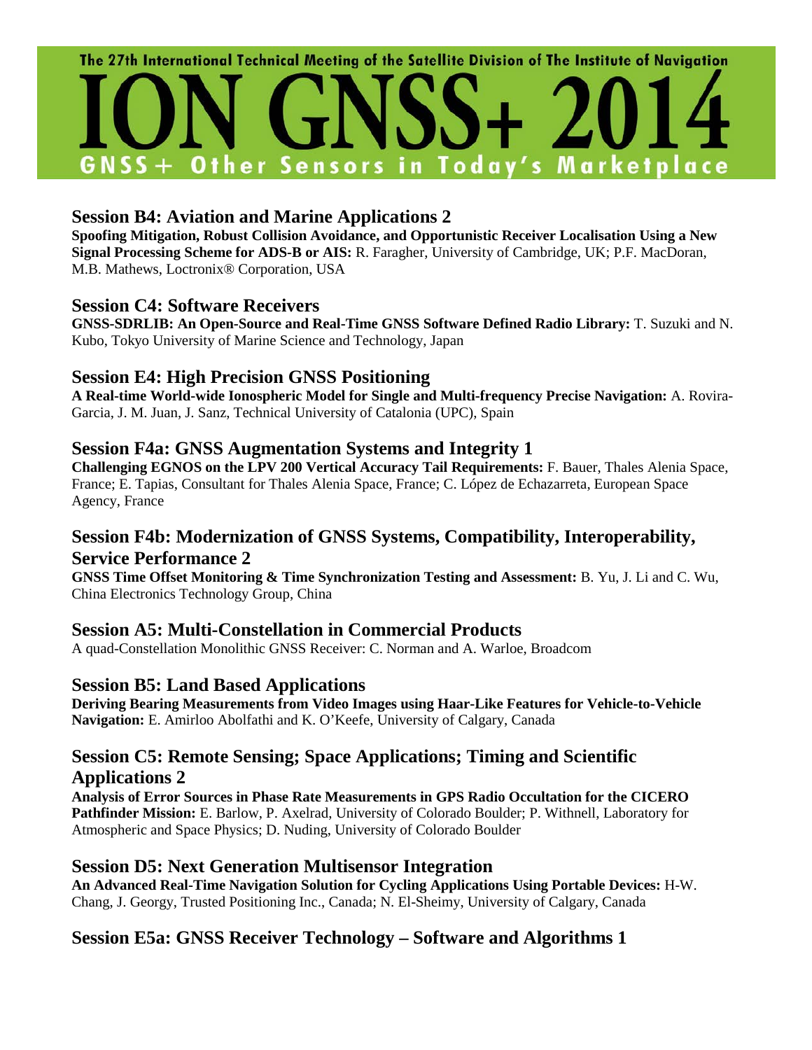## Session B4: Aviation and Marine Applications 2

**Spoofing Mitigation, Robust Collision Avoidance, and Opportunistic Receiver Localisation Using a New Signal Processing Scheme for ADS-B or AIS:** R. Faragher, University of Cambridge, UK; P.F. MacDoran, M.B. Mathews, Loctronix® Corporation, USA

## Session C4: Software Receivers

**GNSS-SDRLIB: An Open-Source and Real-Time GNSS Software Defined Radio Library:** T. Suzuki and N. Kubo, Tokyo University of Marine Science and Technology, Japan

## Session E4: High Precision GNSS Positioning

**A Real-time World-wide Ionospheric Model for Single and Multi-frequency Precise Navigation:** A. Rovira-Garcia, J. M. Juan, J. Sanz, Technical University of Catalonia (UPC), Spain

## Session F4a: GNSS Augmentation Systems and Integrity 1

**Challenging EGNOS on the LPV 200 Vertical Accuracy Tail Requirements:** F. Bauer, Thales Alenia Space, France; E. Tapias, Consultant for Thales Alenia Space, France; C. López de Echazarreta, European Space Agency, France

## Session F4b: Modernization of GNSS Systems, Compatibility, Interoperability, Service Performance 2

**GNSS Time Offset Monitoring & Time Synchronization Testing and Assessment:** B. Yu, J. Li and C. Wu, China Electronics Technology Group, China

## Session A5: Multi-Constellation in Commercial Products

A quad-Constellation Monolithic GNSS Receiver: C. Norman and A. Warloe, Broadcom

## Session B5: Land Based Applications

**Deriving Bearing Measurements from Video Images using Haar-Like Features for Vehicle-to-Vehicle Navigation:** E. Amirloo Abolfathi and K. O'Keefe, University of Calgary, Canada

## Session C5: Remote Sensing; Space Applications; Timing and Scientific Applications 2

**Analysis of Error Sources in Phase Rate Measurements in GPS Radio Occultation for the CICERO Pathfinder Mission:** E. Barlow, P. Axelrad, University of Colorado Boulder; P. Withnell, Laboratory for Atmospheric and Space Physics; D. Nuding, University of Colorado Boulder

## Session D5: Next Generation Multisensor Integration

**An Advanced Real-Time Navigation Solution for Cycling Applications Using Portable Devices:** H-W. Chang, J. Georgy, Trusted Positioning Inc., Canada; N. El-Sheimy, University of Calgary, Canada

## Session E5a: GNSS Receiver Technology – Software and Algorithms 1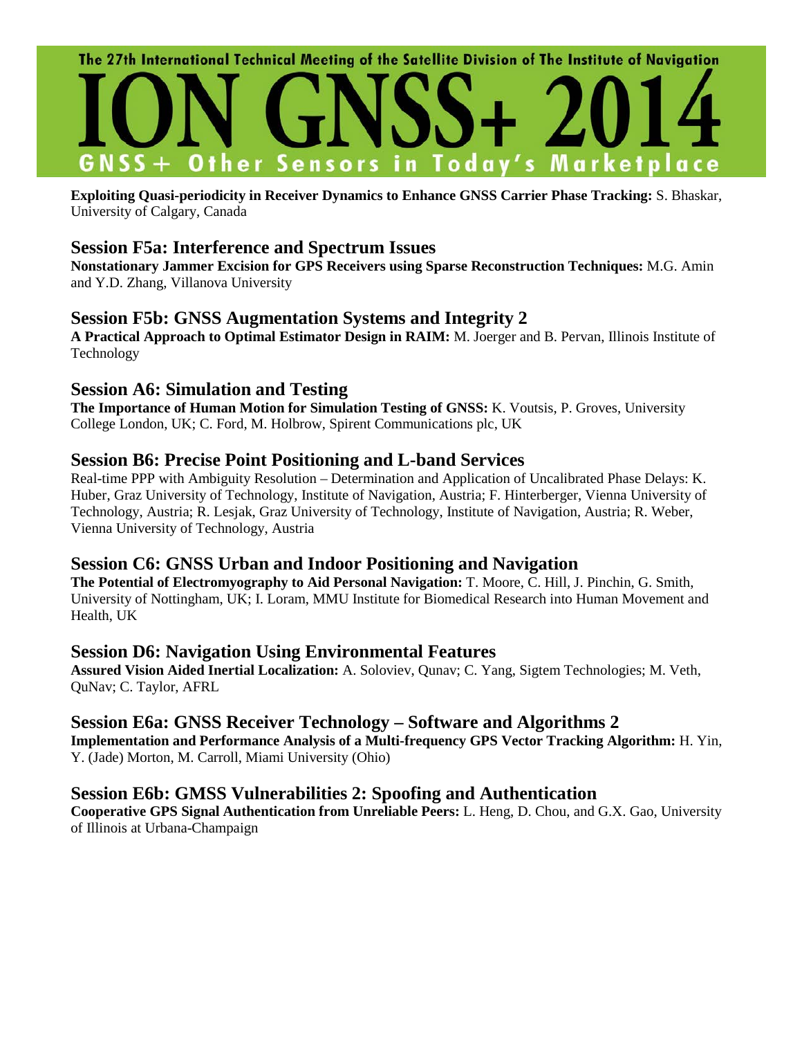**Exploiting Quasi-periodicity in Receiver Dynamics to Enhance GNSS Carrier Phase Tracking:** S. Bhaskar, University of Calgary, Canada

## Session F5a: Interference and Spectrum Issues

**Nonstationary Jammer Excision for GPS Receivers using Sparse Reconstruction Techniques:** M.G. Amin and Y.D. Zhang, Villanova University

## Session F5b: GNSS Augmentation Systems and Integrity 2

**A Practical Approach to Optimal Estimator Design in RAIM:** M. Joerger and B. Pervan, Illinois Institute of Technology

## Session A6: Simulation and Testing

**The Importance of Human Motion for Simulation Testing of GNSS:** K. Voutsis, P. Groves, University College London, UK; C. Ford, M. Holbrow, Spirent Communications plc, UK

## Session B6: Precise Point Positioning and L-band Services

Real-time PPP with Ambiguity Resolution – Determination and Application of Uncalibrated Phase Delays: K. Huber, Graz University of Technology, Institute of Navigation, Austria; F. Hinterberger, Vienna University of Technology, Austria; R. Lesjak, Graz University of Technology, Institute of Navigation, Austria; R. Weber, Vienna University of Technology, Austria

## Session C6: GNSS Urban and Indoor Positioning and Navigation

**The Potential of Electromyography to Aid Personal Navigation:** T. Moore, C. Hill, J. Pinchin, G. Smith, University of Nottingham, UK; I. Loram, MMU Institute for Biomedical Research into Human Movement and Health, UK

## Session D6: Navigation Using Environmental Features

**Assured Vision Aided Inertial Localization:** A. Soloviev, Qunav; C. Yang, Sigtem Technologies; M. Veth, QuNav; C. Taylor, AFRL

## Session E6a: GNSS Receiver Technology – Software and Algorithms 2

**Implementation and Performance Analysis of a Multi-frequency GPS Vector Tracking Algorithm:** H. Yin, Y. (Jade) Morton, M. Carroll, Miami University (Ohio)

## Session E6b: GMSS Vulnerabilities 2: Spoofing and Authentication

**Cooperative GPS Signal Authentication from Unreliable Peers:** L. Heng, D. Chou, and G.X. Gao, University of Illinois at Urbana-Champaign